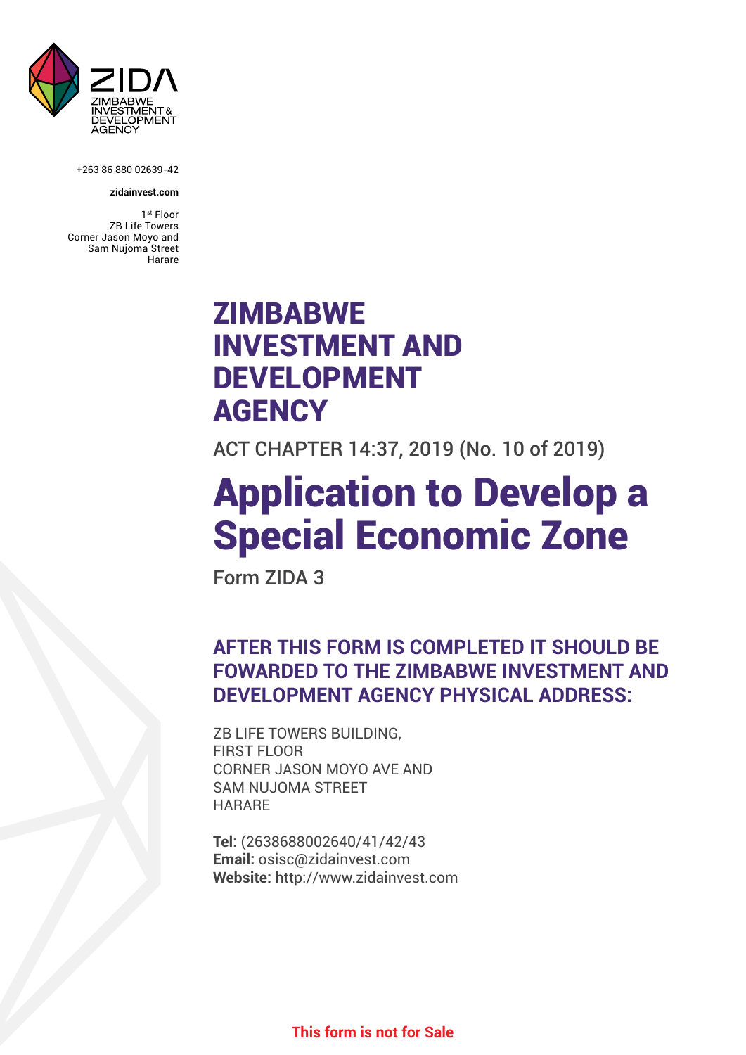ZIDA
ZIMBABWE INVESTMENT & DEVELOPMENT AGENCY

+263 86 880 02639-42

**zidainvest.com**

1st Floor
ZB Life Towers
Corner Jason Moyo and
Sam Nujoma Street
Harare

# ZIMBABWE INVESTMENT AND DEVELOPMENT AGENCY

ACT CHAPTER 14:37, 2019 (No. 10 of 2019)

# Application to Develop a Special Economic Zone

Form ZIDA 3

## AFTER THIS FORM IS COMPLETED IT SHOULD BE FOWARDED TO THE ZIMBABWE INVESTMENT AND DEVELOPMENT AGENCY PHYSICAL ADDRESS:

ZB LIFE TOWERS BUILDING,
FIRST FLOOR
CORNER JASON MOYO AVE AND
SAM NUJOMA STREET
HARARE

**Tel:** (2638688002640/41/42/43
**Email:** osisc@zidainvest.com
**Website:** http://www.zidainvest.com

**This form is not for Sale**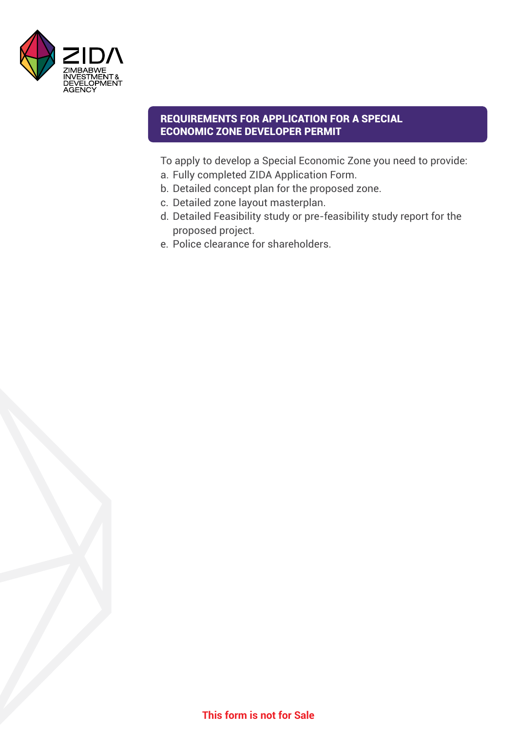## REQUIREMENTS FOR APPLICATION FOR A SPECIAL ECONOMIC ZONE DEVELOPER PERMIT

To apply to develop a Special Economic Zone you need to provide:

a. Fully completed ZIDA Application Form.
b. Detailed concept plan for the proposed zone.
c. Detailed zone layout masterplan.
d. Detailed Feasibility study or pre-feasibility study report for the proposed project.
e. Police clearance for shareholders.

**This form is not for Sale**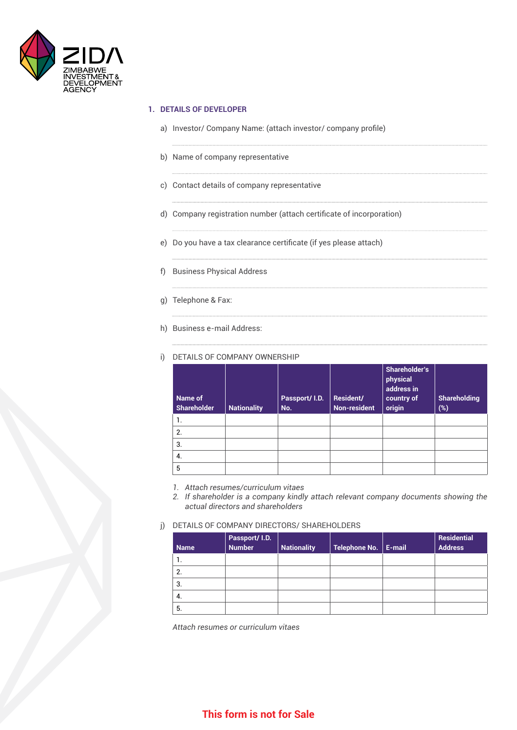ZIDA
ZIMBABWE INVESTMENT & DEVELOPMENT AGENCY

## 1. DETAILS OF DEVELOPER

a) Investor/ Company Name: (attach investor/ company profile)

b) Name of company representative

c) Contact details of company representative

d) Company registration number (attach certificate of incorporation)

e) Do you have a tax clearance certificate (if yes please attach)

f) Business Physical Address

g) Telephone & Fax:

h) Business e-mail Address:

i) DETAILS OF COMPANY OWNERSHIP

| Name of Shareholder | Nationality | Passport/ I.D. No. | Resident/ Non-resident | Shareholder's physical address in country of origin | Shareholding (%) |
|---|---|---|---|---|---|
| 1. | | | | | |
| 2. | | | | | |
| 3. | | | | | |
| 4. | | | | | |
| 5 | | | | | |

1. *Attach resumes/curriculum vitaes*
2. *If shareholder is a company kindly attach relevant company documents showing the actual directors and shareholders*

j) DETAILS OF COMPANY DIRECTORS/ SHAREHOLDERS

| Name | Passport/ I.D. Number | Nationality | Telephone No. | E-mail | Residential Address |
|---|---|---|---|---|---|
| 1. | | | | | |
| 2. | | | | | |
| 3. | | | | | |
| 4. | | | | | |
| 5. | | | | | |

*Attach resumes or curriculum vitaes*

**This form is not for Sale**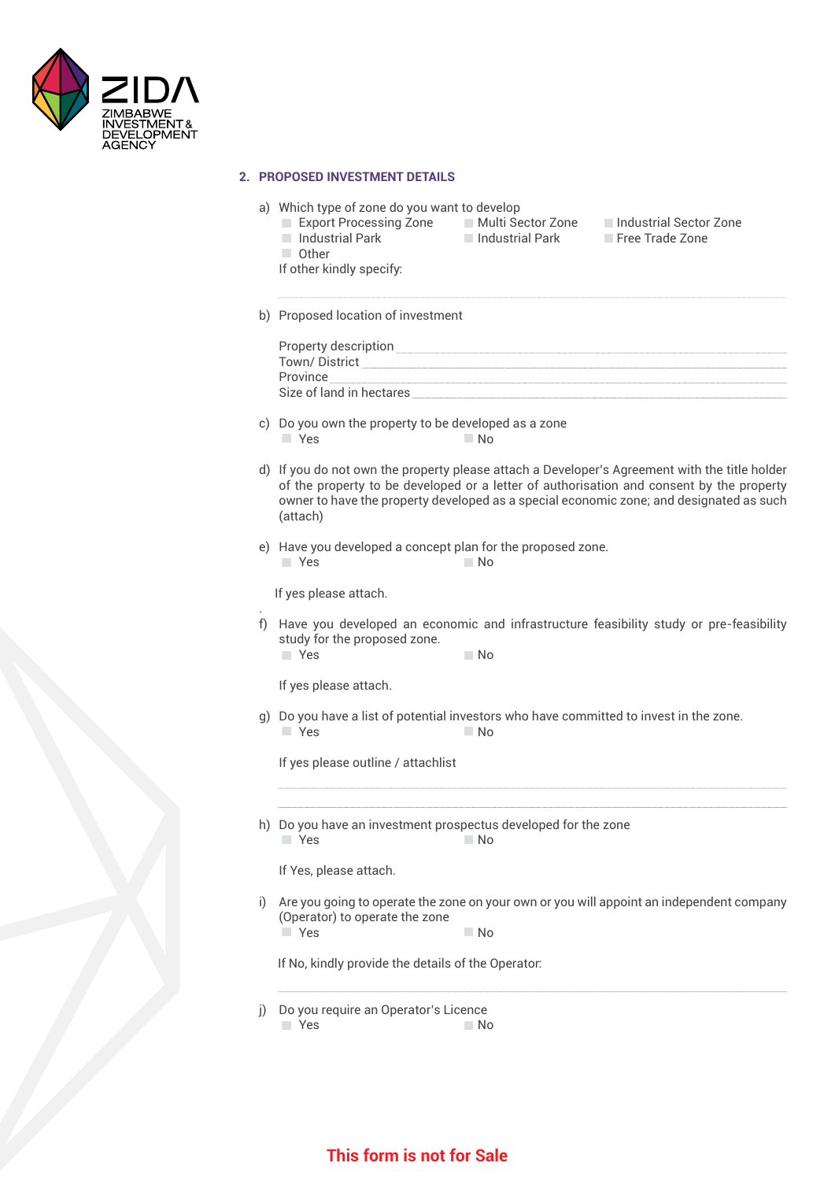ZIDA
ZIMBABWE INVESTMENT & DEVELOPMENT AGENCY

## 2. PROPOSED INVESTMENT DETAILS

a) Which type of zone do you want to develop

- ☐ Export Processing Zone
- ☐ Multi Sector Zone
- ☐ Industrial Sector Zone
- ☐ Industrial Park
- ☐ Industrial Park
- ☐ Free Trade Zone
- ☐ Other

If other kindly specify:

______________________________________________________________

b) Proposed location of investment

Property description ______________________________________________

Town/ District ___________________________________________________

Province ________________________________________________________

Size of land in hectares ___________________________________________

c) Do you own the property to be developed as a zone

- ☐ Yes
- ☐ No

d) If you do not own the property please attach a Developer's Agreement with the title holder of the property to be developed or a letter of authorisation and consent by the property owner to have the property developed as a special economic zone; and designated as such (attach)

e) Have you developed a concept plan for the proposed zone.

- ☐ Yes
- ☐ No

If yes please attach.

f) Have you developed an economic and infrastructure feasibility study or pre-feasibility study for the proposed zone.

- ☐ Yes
- ☐ No

If yes please attach.

g) Do you have a list of potential investors who have committed to invest in the zone.

- ☐ Yes
- ☐ No

If yes please outline / attachlist

______________________________________________________________

______________________________________________________________

h) Do you have an investment prospectus developed for the zone

- ☐ Yes
- ☐ No

If Yes, please attach.

i) Are you going to operate the zone on your own or you will appoint an independent company (Operator) to operate the zone

- ☐ Yes
- ☐ No

If No, kindly provide the details of the Operator:

______________________________________________________________

j) Do you require an Operator's Licence

- ☐ Yes
- ☐ No

**This form is not for Sale**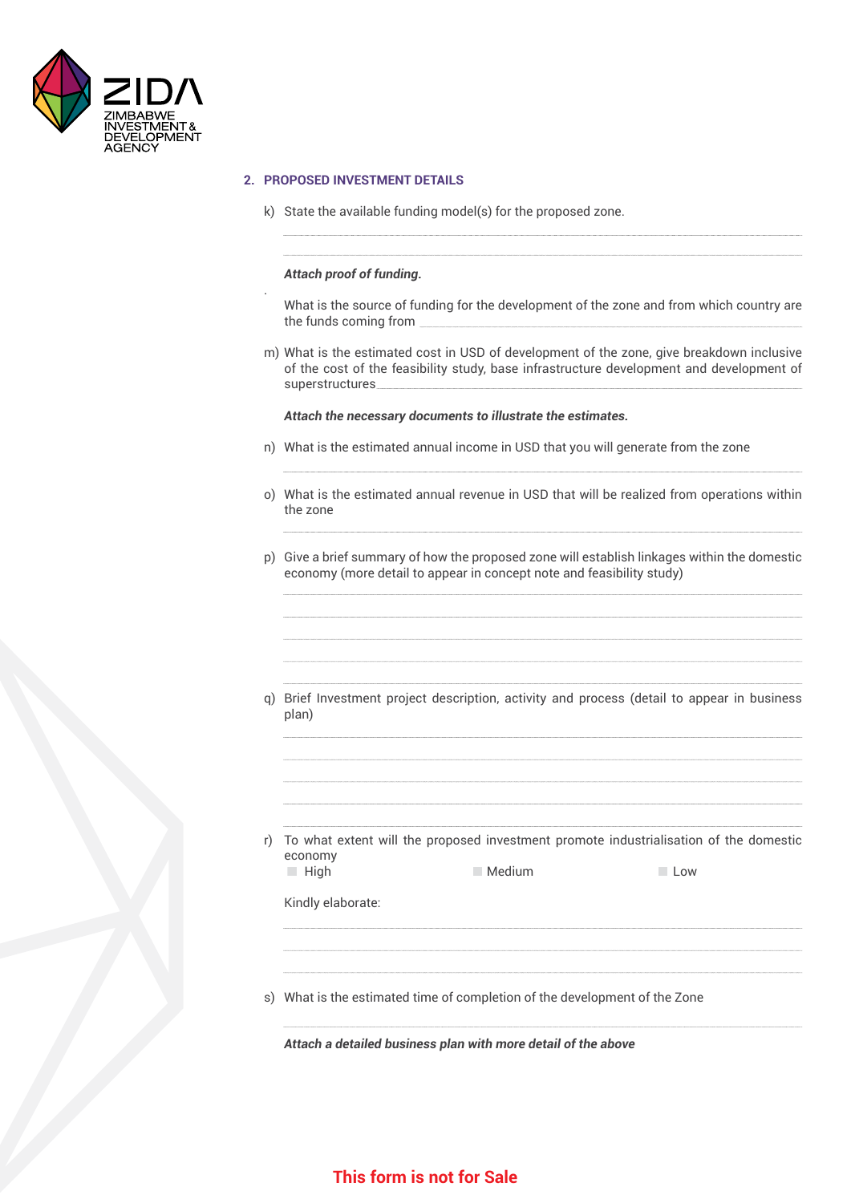## 2. PROPOSED INVESTMENT DETAILS

k) State the available funding model(s) for the proposed zone.

_______________________________________________________________________________

_______________________________________________________________________________

***Attach proof of funding.***

.

What is the source of funding for the development of the zone and from which country are the funds coming from _______________________________________________

m) What is the estimated cost in USD of development of the zone, give breakdown inclusive of the cost of the feasibility study, base infrastructure development and development of superstructures_______________________________________________

***Attach the necessary documents to illustrate the estimates.***

n) What is the estimated annual income in USD that you will generate from the zone

_______________________________________________________________________________

o) What is the estimated annual revenue in USD that will be realized from operations within the zone

_______________________________________________________________________________

p) Give a brief summary of how the proposed zone will establish linkages within the domestic economy (more detail to appear in concept note and feasibility study)

_______________________________________________________________________________

_______________________________________________________________________________

_______________________________________________________________________________

_______________________________________________________________________________

_______________________________________________________________________________

q) Brief Investment project description, activity and process (detail to appear in business plan)

_______________________________________________________________________________

_______________________________________________________________________________

_______________________________________________________________________________

_______________________________________________________________________________

_______________________________________________________________________________

r) To what extent will the proposed investment promote industrialisation of the domestic economy

- ☐ High
- ☐ Medium
- ☐ Low

Kindly elaborate:

_______________________________________________________________________________

_______________________________________________________________________________

_______________________________________________________________________________

s) What is the estimated time of completion of the development of the Zone

_______________________________________________________________________________

***Attach a detailed business plan with more detail of the above***

**This form is not for Sale**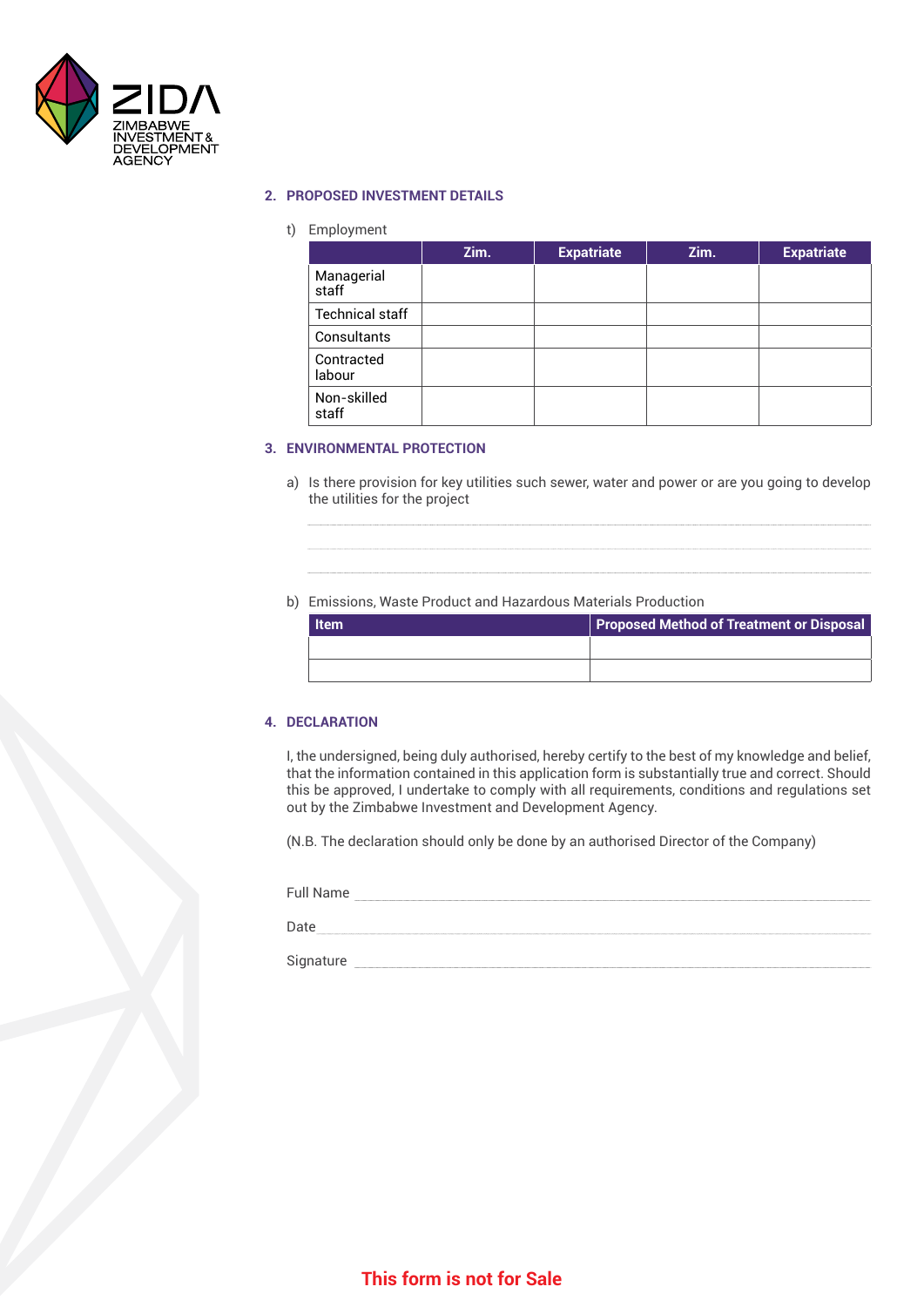## 2. PROPOSED INVESTMENT DETAILS

t) Employment

| | Zim. | Expatriate | Zim. | Expatriate |
|---|---|---|---|---|
| Managerial staff | | | | |
| Technical staff | | | | |
| Consultants | | | | |
| Contracted labour | | | | |
| Non-skilled staff | | | | |

## 3. ENVIRONMENTAL PROTECTION

a) Is there provision for key utilities such sewer, water and power or are you going to develop the utilities for the project

\_\_\_\_\_\_\_\_\_\_\_\_\_\_\_\_\_\_\_\_\_\_\_\_\_\_\_\_\_\_\_\_\_\_\_\_\_\_\_\_\_\_\_\_\_\_\_\_\_\_\_\_\_\_\_\_\_\_\_\_

\_\_\_\_\_\_\_\_\_\_\_\_\_\_\_\_\_\_\_\_\_\_\_\_\_\_\_\_\_\_\_\_\_\_\_\_\_\_\_\_\_\_\_\_\_\_\_\_\_\_\_\_\_\_\_\_\_\_\_\_

\_\_\_\_\_\_\_\_\_\_\_\_\_\_\_\_\_\_\_\_\_\_\_\_\_\_\_\_\_\_\_\_\_\_\_\_\_\_\_\_\_\_\_\_\_\_\_\_\_\_\_\_\_\_\_\_\_\_\_\_

b) Emissions, Waste Product and Hazardous Materials Production

| Item | Proposed Method of Treatment or Disposal |
|---|---|
| | |
| | |

## 4. DECLARATION

I, the undersigned, being duly authorised, hereby certify to the best of my knowledge and belief, that the information contained in this application form is substantially true and correct. Should this be approved, I undertake to comply with all requirements, conditions and regulations set out by the Zimbabwe Investment and Development Agency.

(N.B. The declaration should only be done by an authorised Director of the Company)

Full Name \_\_\_\_\_\_\_\_\_\_\_\_\_\_\_\_\_\_\_\_\_\_\_\_\_\_\_\_\_\_\_\_\_\_\_\_\_\_\_\_\_\_\_\_\_\_\_\_

Date \_\_\_\_\_\_\_\_\_\_\_\_\_\_\_\_\_\_\_\_\_\_\_\_\_\_\_\_\_\_\_\_\_\_\_\_\_\_\_\_\_\_\_\_\_\_\_\_\_\_\_\_\_

Signature \_\_\_\_\_\_\_\_\_\_\_\_\_\_\_\_\_\_\_\_\_\_\_\_\_\_\_\_\_\_\_\_\_\_\_\_\_\_\_\_\_\_\_\_\_\_\_\_\_

**This form is not for Sale**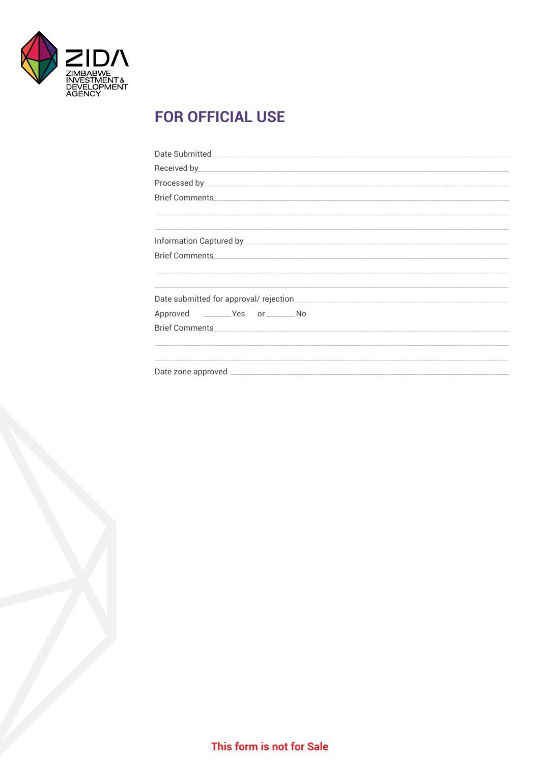ZIDA
ZIMBABWE INVESTMENT & DEVELOPMENT AGENCY

# FOR OFFICIAL USE

Date Submitted ____________________________________________

Received by ____________________________________________

Processed by ____________________________________________

Brief Comments ____________________________________________

____________________________________________

____________________________________________

Information Captured by ____________________________________________

Brief Comments ____________________________________________

____________________________________________

____________________________________________

Date submitted for approval/ rejection ____________________________________________

Approved _______ Yes or _______ No

Brief Comments ____________________________________________

____________________________________________

____________________________________________

Date zone approved ____________________________________________

**This form is not for Sale**